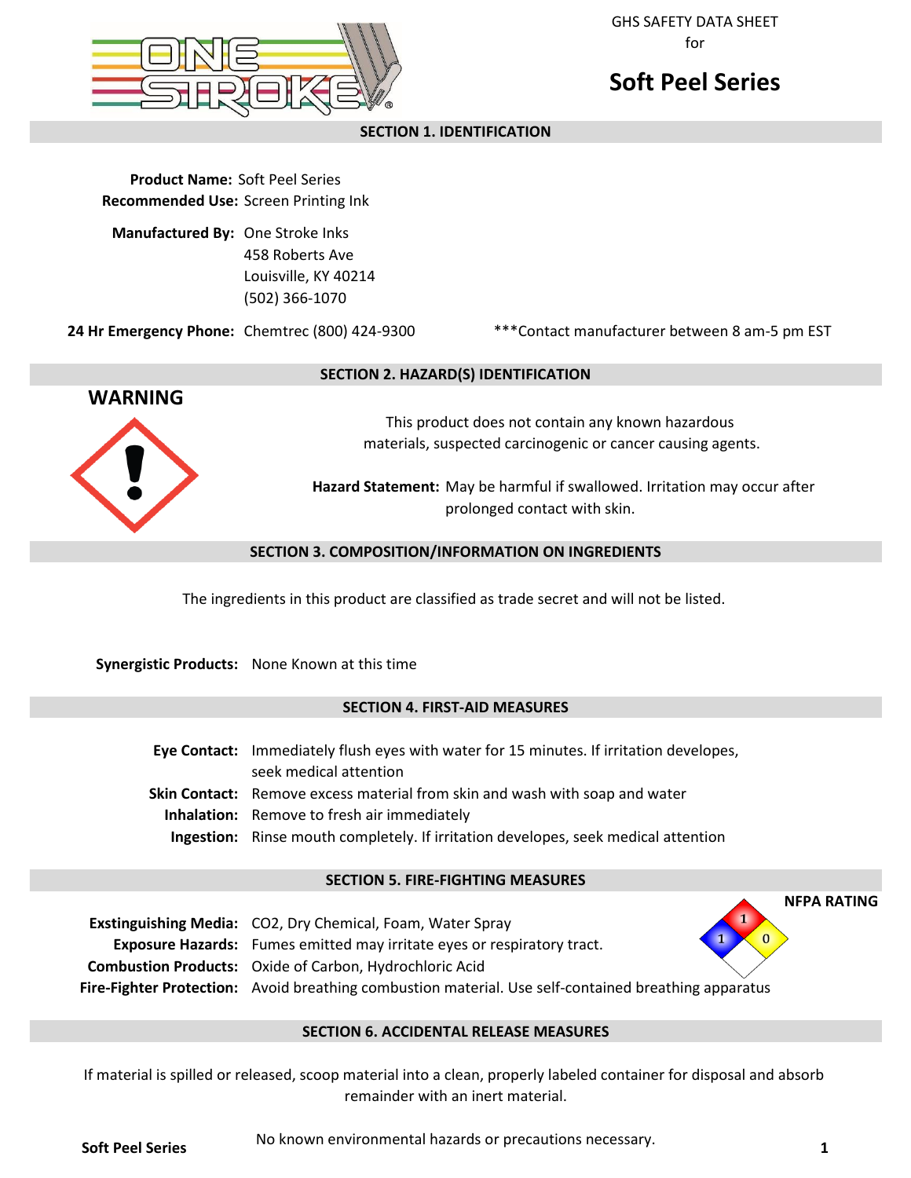GHS SAFETY DATA SHEET
for

# Soft Peel Series

## SECTION 1. IDENTIFICATION

**Product Name:** Soft Peel Series
**Recommended Use:** Screen Printing Ink

**Manufactured By:** One Stroke Inks
458 Roberts Ave
Louisville, KY 40214
(502) 366-1070

**24 Hr Emergency Phone:** Chemtrec (800) 424-9300 ***Contact manufacturer between 8 am-5 pm EST

## SECTION 2. HAZARD(S) IDENTIFICATION

**WARNING**

This product does not contain any known hazardous materials, suspected carcinogenic or cancer causing agents.

**Hazard Statement:** May be harmful if swallowed. Irritation may occur after prolonged contact with skin.

## SECTION 3. COMPOSITION/INFORMATION ON INGREDIENTS

The ingredients in this product are classified as trade secret and will not be listed.

**Synergistic Products:** None Known at this time

## SECTION 4. FIRST-AID MEASURES

**Eye Contact:** Immediately flush eyes with water for 15 minutes. If irritation developes, seek medical attention
**Skin Contact:** Remove excess material from skin and wash with soap and water
**Inhalation:** Remove to fresh air immediately
**Ingestion:** Rinse mouth completely. If irritation developes, seek medical attention

## SECTION 5. FIRE-FIGHTING MEASURES

**NFPA RATING**: Health 1, Flammability 1, Instability 0

**Exstinguishing Media:** $CO_2$, Dry Chemical, Foam, Water Spray
**Exposure Hazards:** Fumes emitted may irritate eyes or respiratory tract.
**Combustion Products:** Oxide of Carbon, Hydrochloric Acid
**Fire-Fighter Protection:** Avoid breathing combustion material. Use self-contained breathing apparatus

## SECTION 6. ACCIDENTAL RELEASE MEASURES

If material is spilled or released, scoop material into a clean, properly labeled container for disposal and absorb remainder with an inert material.

No known environmental hazards or precautions necessary.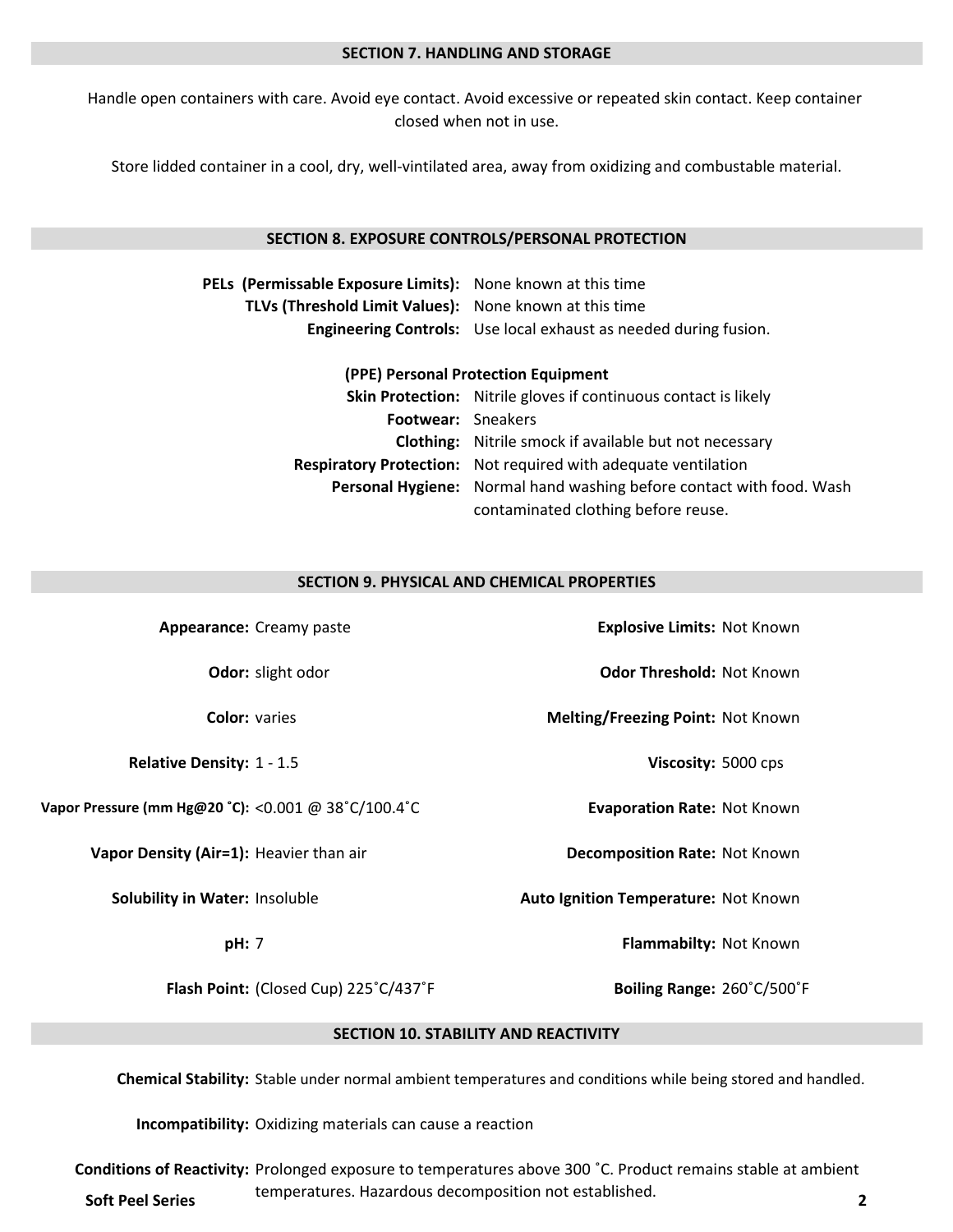## SECTION 7. HANDLING AND STORAGE

Handle open containers with care. Avoid eye contact. Avoid excessive or repeated skin contact. Keep container closed when not in use.

Store lidded container in a cool, dry, well-vintilated area, away from oxidizing and combustable material.

## SECTION 8. EXPOSURE CONTROLS/PERSONAL PROTECTION

**PELs (Permissable Exposure Limits):** None known at this time
**TLVs (Threshold Limit Values):** None known at this time
**Engineering Controls:** Use local exhaust as needed during fusion.

**(PPE) Personal Protection Equipment**

**Skin Protection:** Nitrile gloves if continuous contact is likely
**Footwear:** Sneakers
**Clothing:** Nitrile smock if available but not necessary
**Respiratory Protection:** Not required with adequate ventilation
**Personal Hygiene:** Normal hand washing before contact with food. Wash contaminated clothing before reuse.

## SECTION 9. PHYSICAL AND CHEMICAL PROPERTIES

| Property | Value | Property | Value |
|---|---|---|---|
| **Appearance:** | Creamy paste | **Explosive Limits:** | Not Known |
| **Odor:** | slight odor | **Odor Threshold:** | Not Known |
| **Color:** | varies | **Melting/Freezing Point:** | Not Known |
| **Relative Density:** | 1 - 1.5 | **Viscosity:** | 5000 cps |
| **Vapor Pressure (mm Hg@20 ˚C):** | <0.001 @ 38˚C/100.4˚C | **Evaporation Rate:** | Not Known |
| **Vapor Density (Air=1):** | Heavier than air | **Decomposition Rate:** | Not Known |
| **Solubility in Water:** | Insoluble | **Auto Ignition Temperature:** | Not Known |
| **pH:** | 7 | **Flammabilty:** | Not Known |
| **Flash Point:** | (Closed Cup) 225˚C/437˚F | **Boiling Range:** | 260˚C/500˚F |

## SECTION 10. STABILITY AND REACTIVITY

**Chemical Stability:** Stable under normal ambient temperatures and conditions while being stored and handled.

**Incompatibility:** Oxidizing materials can cause a reaction

**Conditions of Reactivity:** Prolonged exposure to temperatures above 300 ˚C. Product remains stable at ambient temperatures. Hazardous decomposition not established.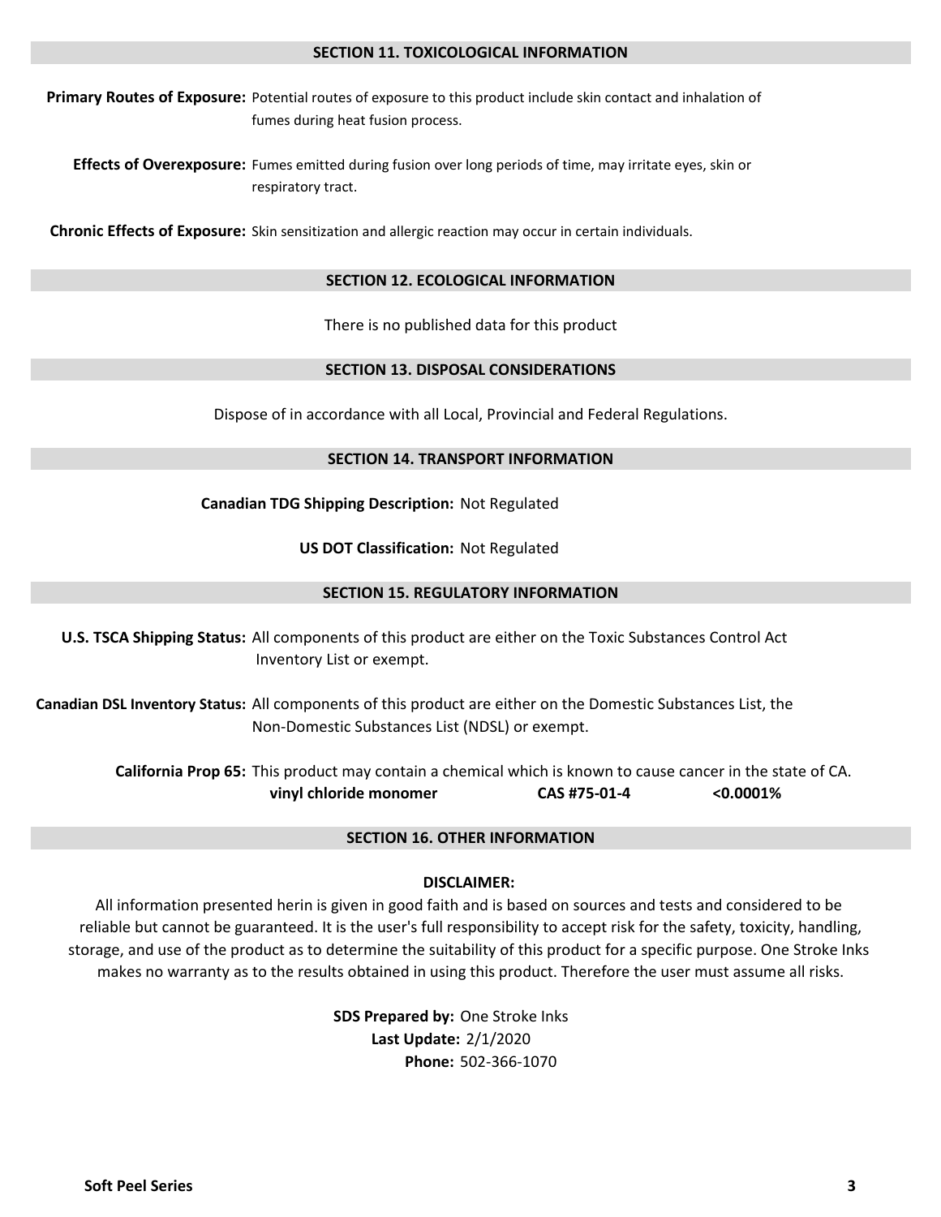## SECTION 11. TOXICOLOGICAL INFORMATION

**Primary Routes of Exposure:** Potential routes of exposure to this product include skin contact and inhalation of fumes during heat fusion process.

**Effects of Overexposure:** Fumes emitted during fusion over long periods of time, may irritate eyes, skin or respiratory tract.

**Chronic Effects of Exposure:** Skin sensitization and allergic reaction may occur in certain individuals.

## SECTION 12. ECOLOGICAL INFORMATION

There is no published data for this product

## SECTION 13. DISPOSAL CONSIDERATIONS

Dispose of in accordance with all Local, Provincial and Federal Regulations.

## SECTION 14. TRANSPORT INFORMATION

**Canadian TDG Shipping Description:** Not Regulated

**US DOT Classification:** Not Regulated

## SECTION 15. REGULATORY INFORMATION

**U.S. TSCA Shipping Status:** All components of this product are either on the Toxic Substances Control Act Inventory List or exempt.

**Canadian DSL Inventory Status:** All components of this product are either on the Domestic Substances List, the Non-Domestic Substances List (NDSL) or exempt.

**California Prop 65:** This product may contain a chemical which is known to cause cancer in the state of CA.

| | | |
|---|---|---|
| **vinyl chloride monomer** | **CAS #75-01-4** | **<0.0001%** |

## SECTION 16. OTHER INFORMATION

**DISCLAIMER:**

All information presented herin is given in good faith and is based on sources and tests and considered to be reliable but cannot be guaranteed. It is the user's full responsibility to accept risk for the safety, toxicity, handling, storage, and use of the product as to determine the suitability of this product for a specific purpose. One Stroke Inks makes no warranty as to the results obtained in using this product. Therefore the user must assume all risks.

**SDS Prepared by:** One Stroke Inks
**Last Update:** 2/1/2020
**Phone:** 502-366-1070